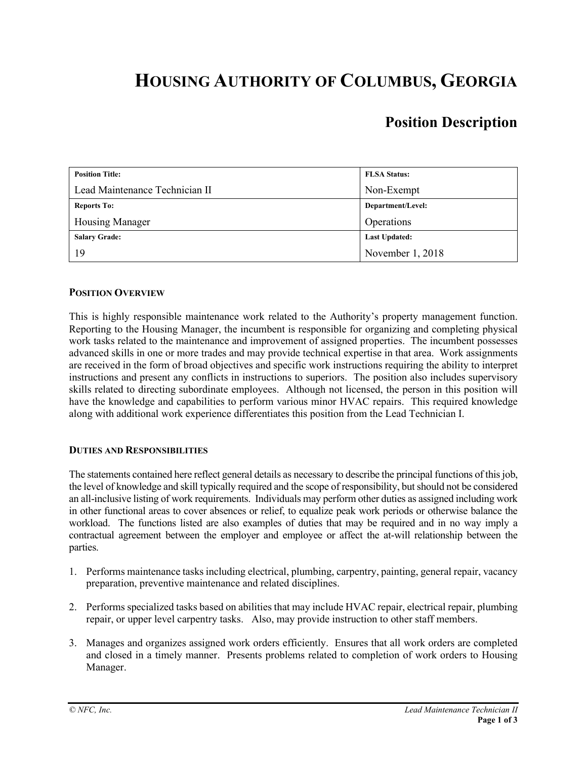# HOUSING AUTHORITY OF COLUMBUS, GEORGIA

## Position Description

| Position Title: | FLSA Status: |
|---|---|
| Lead Maintenance Technician II | Non-Exempt |
| **Reports To:** | **Department/Level:** |
| Housing Manager | Operations |
| **Salary Grade:** | **Last Updated:** |
| 19 | November 1, 2018 |

### POSITION OVERVIEW

This is highly responsible maintenance work related to the Authority's property management function. Reporting to the Housing Manager, the incumbent is responsible for organizing and completing physical work tasks related to the maintenance and improvement of assigned properties. The incumbent possesses advanced skills in one or more trades and may provide technical expertise in that area. Work assignments are received in the form of broad objectives and specific work instructions requiring the ability to interpret instructions and present any conflicts in instructions to superiors. The position also includes supervisory skills related to directing subordinate employees. Although not licensed, the person in this position will have the knowledge and capabilities to perform various minor HVAC repairs. This required knowledge along with additional work experience differentiates this position from the Lead Technician I.

### DUTIES AND RESPONSIBILITIES

The statements contained here reflect general details as necessary to describe the principal functions of this job, the level of knowledge and skill typically required and the scope of responsibility, but should not be considered an all-inclusive listing of work requirements. Individuals may perform other duties as assigned including work in other functional areas to cover absences or relief, to equalize peak work periods or otherwise balance the workload. The functions listed are also examples of duties that may be required and in no way imply a contractual agreement between the employer and employee or affect the at-will relationship between the parties.

1. Performs maintenance tasks including electrical, plumbing, carpentry, painting, general repair, vacancy preparation, preventive maintenance and related disciplines.

2. Performs specialized tasks based on abilities that may include HVAC repair, electrical repair, plumbing repair, or upper level carpentry tasks. Also, may provide instruction to other staff members.

3. Manages and organizes assigned work orders efficiently. Ensures that all work orders are completed and closed in a timely manner. Presents problems related to completion of work orders to Housing Manager.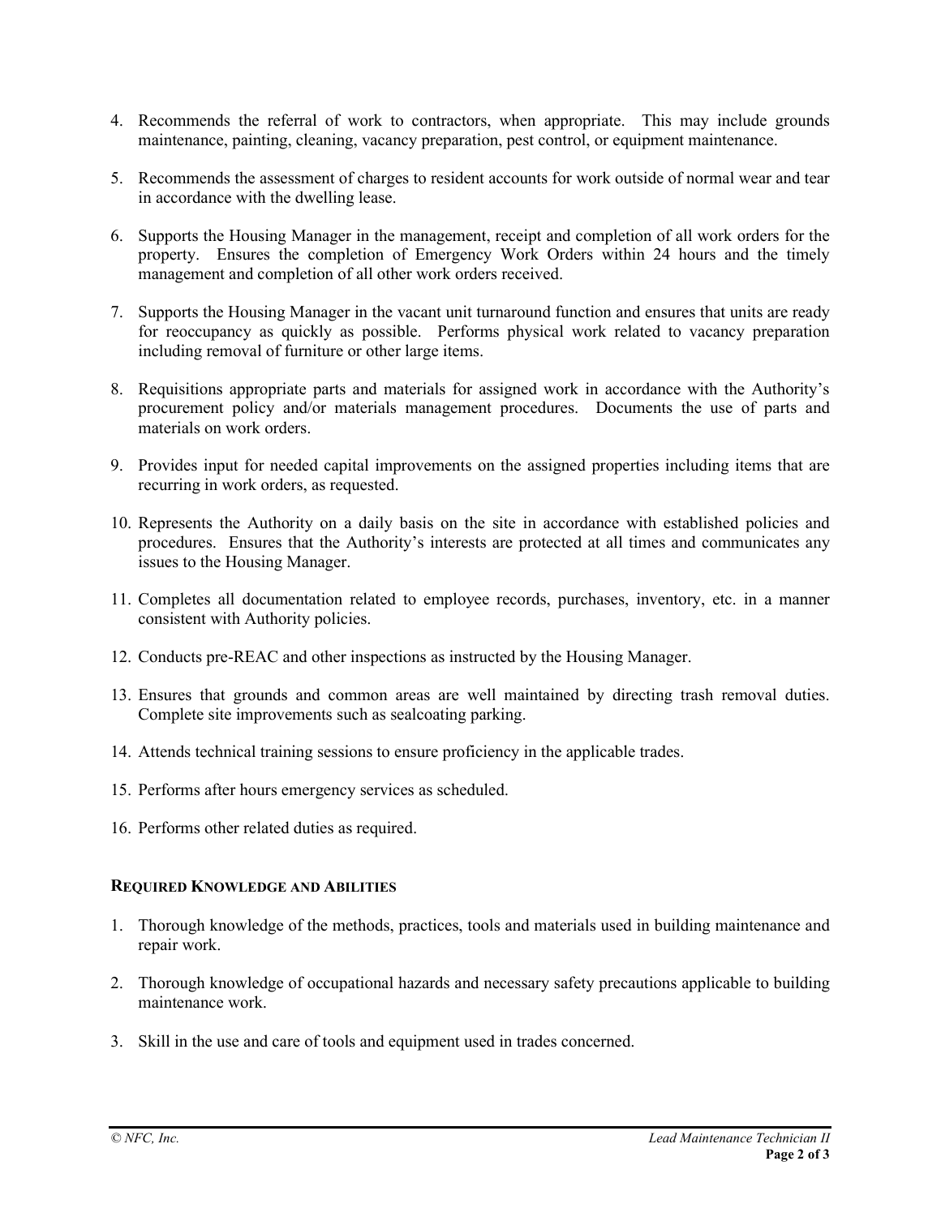4. Recommends the referral of work to contractors, when appropriate. This may include grounds maintenance, painting, cleaning, vacancy preparation, pest control, or equipment maintenance.

5. Recommends the assessment of charges to resident accounts for work outside of normal wear and tear in accordance with the dwelling lease.

6. Supports the Housing Manager in the management, receipt and completion of all work orders for the property. Ensures the completion of Emergency Work Orders within 24 hours and the timely management and completion of all other work orders received.

7. Supports the Housing Manager in the vacant unit turnaround function and ensures that units are ready for reoccupancy as quickly as possible. Performs physical work related to vacancy preparation including removal of furniture or other large items.

8. Requisitions appropriate parts and materials for assigned work in accordance with the Authority's procurement policy and/or materials management procedures. Documents the use of parts and materials on work orders.

9. Provides input for needed capital improvements on the assigned properties including items that are recurring in work orders, as requested.

10. Represents the Authority on a daily basis on the site in accordance with established policies and procedures. Ensures that the Authority's interests are protected at all times and communicates any issues to the Housing Manager.

11. Completes all documentation related to employee records, purchases, inventory, etc. in a manner consistent with Authority policies.

12. Conducts pre-REAC and other inspections as instructed by the Housing Manager.

13. Ensures that grounds and common areas are well maintained by directing trash removal duties. Complete site improvements such as sealcoating parking.

14. Attends technical training sessions to ensure proficiency in the applicable trades.

15. Performs after hours emergency services as scheduled.

16. Performs other related duties as required.

### **REQUIRED KNOWLEDGE AND ABILITIES**

1. Thorough knowledge of the methods, practices, tools and materials used in building maintenance and repair work.

2. Thorough knowledge of occupational hazards and necessary safety precautions applicable to building maintenance work.

3. Skill in the use and care of tools and equipment used in trades concerned.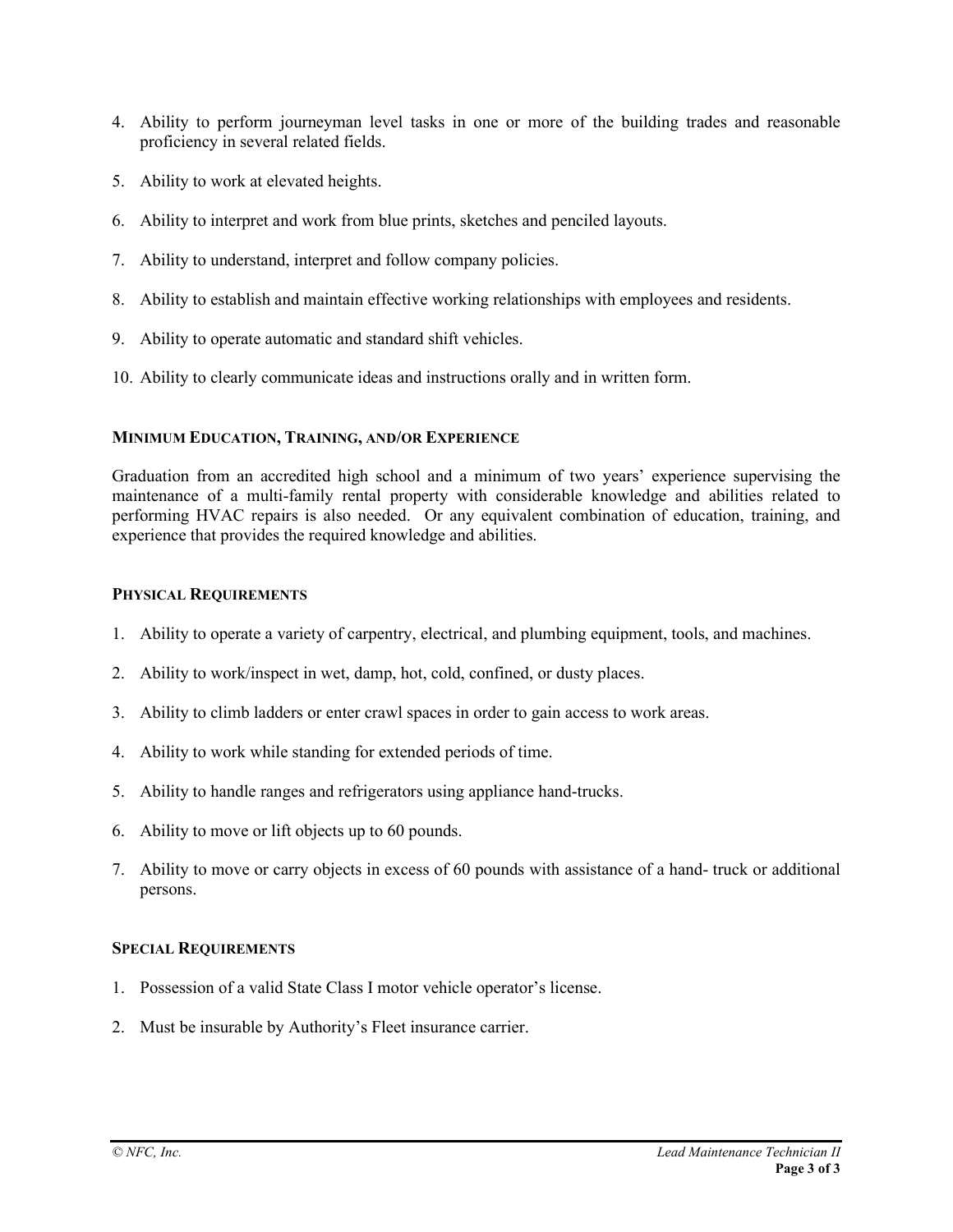4. Ability to perform journeyman level tasks in one or more of the building trades and reasonable proficiency in several related fields.

5. Ability to work at elevated heights.

6. Ability to interpret and work from blue prints, sketches and penciled layouts.

7. Ability to understand, interpret and follow company policies.

8. Ability to establish and maintain effective working relationships with employees and residents.

9. Ability to operate automatic and standard shift vehicles.

10. Ability to clearly communicate ideas and instructions orally and in written form.

#### MINIMUM EDUCATION, TRAINING, AND/OR EXPERIENCE

Graduation from an accredited high school and a minimum of two years' experience supervising the maintenance of a multi-family rental property with considerable knowledge and abilities related to performing HVAC repairs is also needed. Or any equivalent combination of education, training, and experience that provides the required knowledge and abilities.

#### PHYSICAL REQUIREMENTS

1. Ability to operate a variety of carpentry, electrical, and plumbing equipment, tools, and machines.

2. Ability to work/inspect in wet, damp, hot, cold, confined, or dusty places.

3. Ability to climb ladders or enter crawl spaces in order to gain access to work areas.

4. Ability to work while standing for extended periods of time.

5. Ability to handle ranges and refrigerators using appliance hand-trucks.

6. Ability to move or lift objects up to 60 pounds.

7. Ability to move or carry objects in excess of 60 pounds with assistance of a hand- truck or additional persons.

#### SPECIAL REQUIREMENTS

1. Possession of a valid State Class I motor vehicle operator's license.

2. Must be insurable by Authority's Fleet insurance carrier.